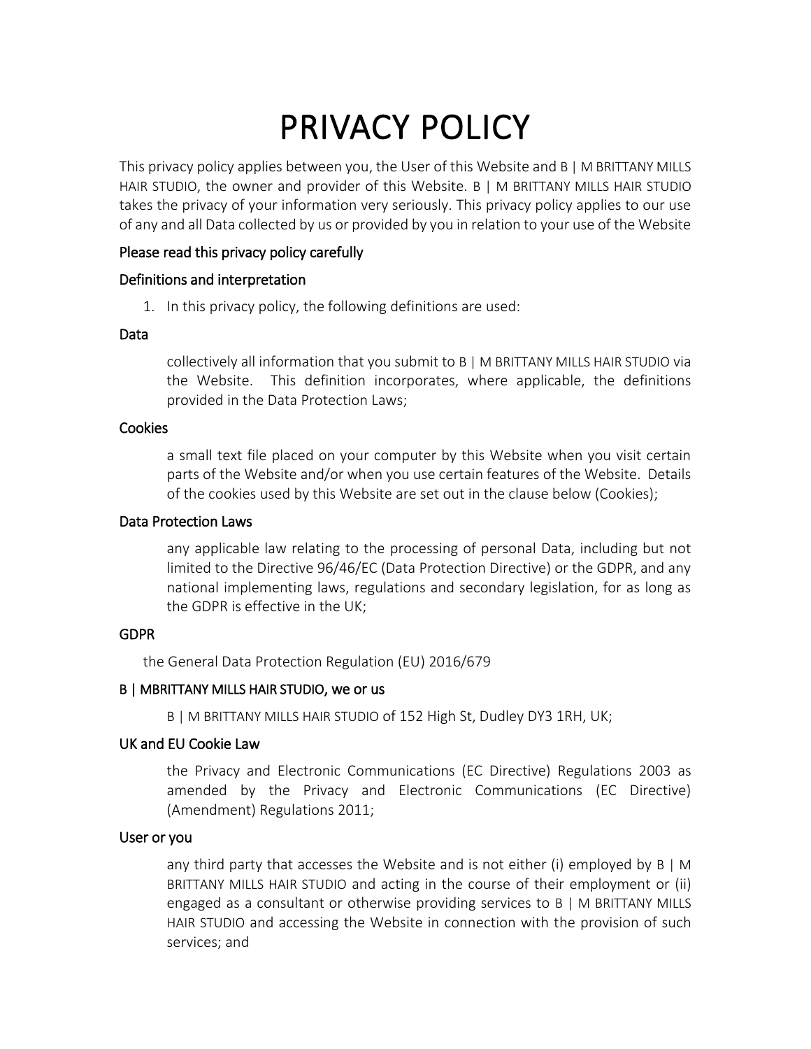# PRIVACY POLICY

This privacy policy applies between you, the User of this Website and B | M BRITTANY MILLS HAIR STUDIO, the owner and provider of this Website. B | M BRITTANY MILLS HAIR STUDIO takes the privacy of your information very seriously. This privacy policy applies to our use of any and all Data collected by us or provided by you in relation to your use of the Website

**Please read this privacy policy carefully**

**Definitions and interpretation**

1. In this privacy policy, the following definitions are used:

**Data**

collectively all information that you submit to B | M BRITTANY MILLS HAIR STUDIO via the Website. This definition incorporates, where applicable, the definitions provided in the Data Protection Laws;

**Cookies**

a small text file placed on your computer by this Website when you visit certain parts of the Website and/or when you use certain features of the Website. Details of the cookies used by this Website are set out in the clause below (Cookies);

**Data Protection Laws**

any applicable law relating to the processing of personal Data, including but not limited to the Directive 96/46/EC (Data Protection Directive) or the GDPR, and any national implementing laws, regulations and secondary legislation, for as long as the GDPR is effective in the UK;

**GDPR**

the General Data Protection Regulation (EU) 2016/679

**B | MBRITTANY MILLS HAIR STUDIO, we or us**

B | M BRITTANY MILLS HAIR STUDIO of 152 High St, Dudley DY3 1RH, UK;

**UK and EU Cookie Law**

the Privacy and Electronic Communications (EC Directive) Regulations 2003 as amended by the Privacy and Electronic Communications (EC Directive) (Amendment) Regulations 2011;

**User or you**

any third party that accesses the Website and is not either (i) employed by B | M BRITTANY MILLS HAIR STUDIO and acting in the course of their employment or (ii) engaged as a consultant or otherwise providing services to B | M BRITTANY MILLS HAIR STUDIO and accessing the Website in connection with the provision of such services; and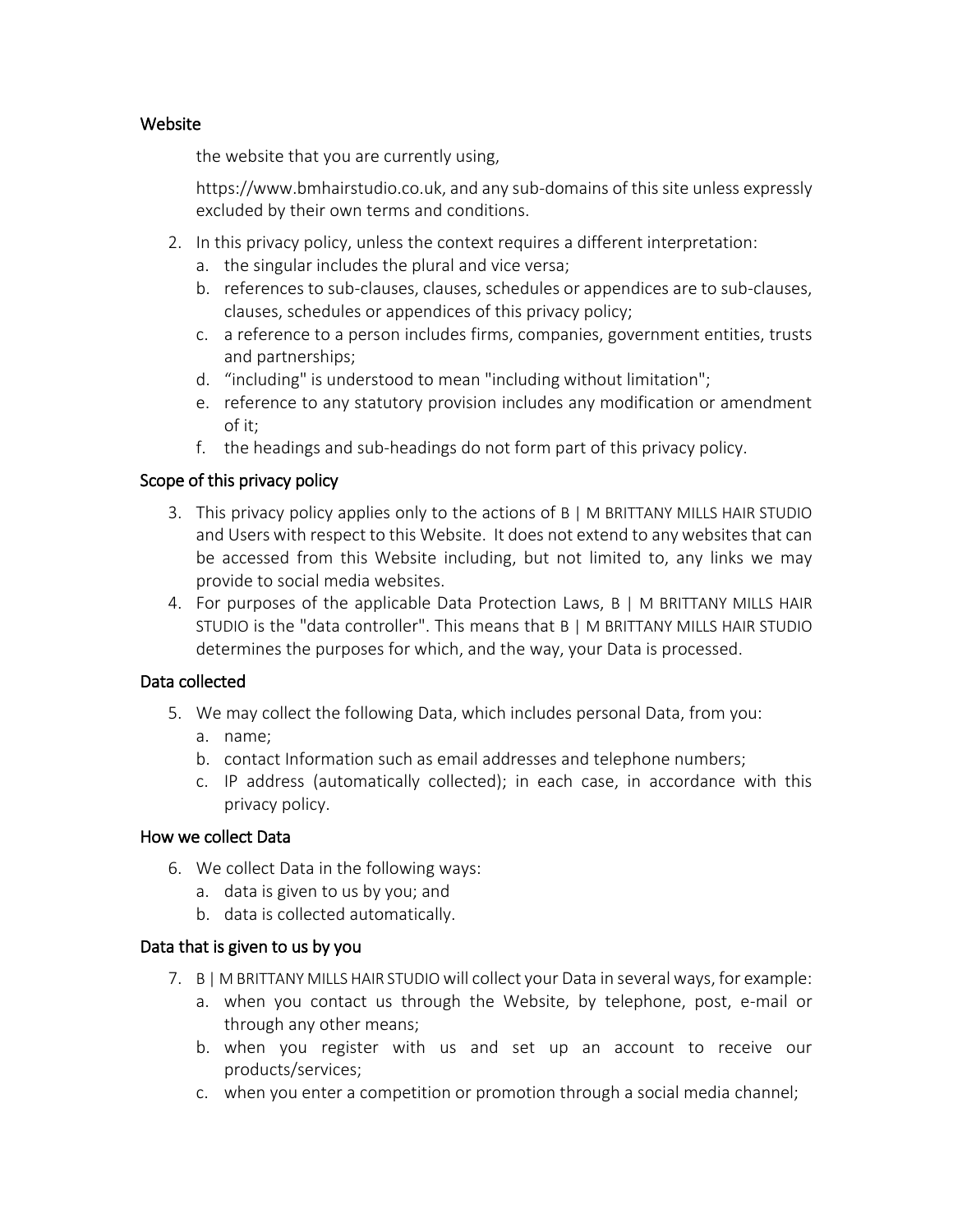**Website**

the website that you are currently using, https://www.bmhairstudio.co.uk, and any sub-domains of this site unless expressly excluded by their own terms and conditions.

2. In this privacy policy, unless the context requires a different interpretation:
   a. the singular includes the plural and vice versa;
   b. references to sub-clauses, clauses, schedules or appendices are to sub-clauses, clauses, schedules or appendices of this privacy policy;
   c. a reference to a person includes firms, companies, government entities, trusts and partnerships;
   d. “including" is understood to mean "including without limitation";
   e. reference to any statutory provision includes any modification or amendment of it;
   f. the headings and sub-headings do not form part of this privacy policy.

## Scope of this privacy policy

3. This privacy policy applies only to the actions of B | M BRITTANY MILLS HAIR STUDIO and Users with respect to this Website. It does not extend to any websites that can be accessed from this Website including, but not limited to, any links we may provide to social media websites.
4. For purposes of the applicable Data Protection Laws, B | M BRITTANY MILLS HAIR STUDIO is the "data controller". This means that B | M BRITTANY MILLS HAIR STUDIO determines the purposes for which, and the way, your Data is processed.

## Data collected

5. We may collect the following Data, which includes personal Data, from you:
   a. name;
   b. contact Information such as email addresses and telephone numbers;
   c. IP address (automatically collected); in each case, in accordance with this privacy policy.

## How we collect Data

6. We collect Data in the following ways:
   a. data is given to us by you; and
   b. data is collected automatically.

## Data that is given to us by you

7. B | M BRITTANY MILLS HAIR STUDIO will collect your Data in several ways, for example:
   a. when you contact us through the Website, by telephone, post, e-mail or through any other means;
   b. when you register with us and set up an account to receive our products/services;
   c. when you enter a competition or promotion through a social media channel;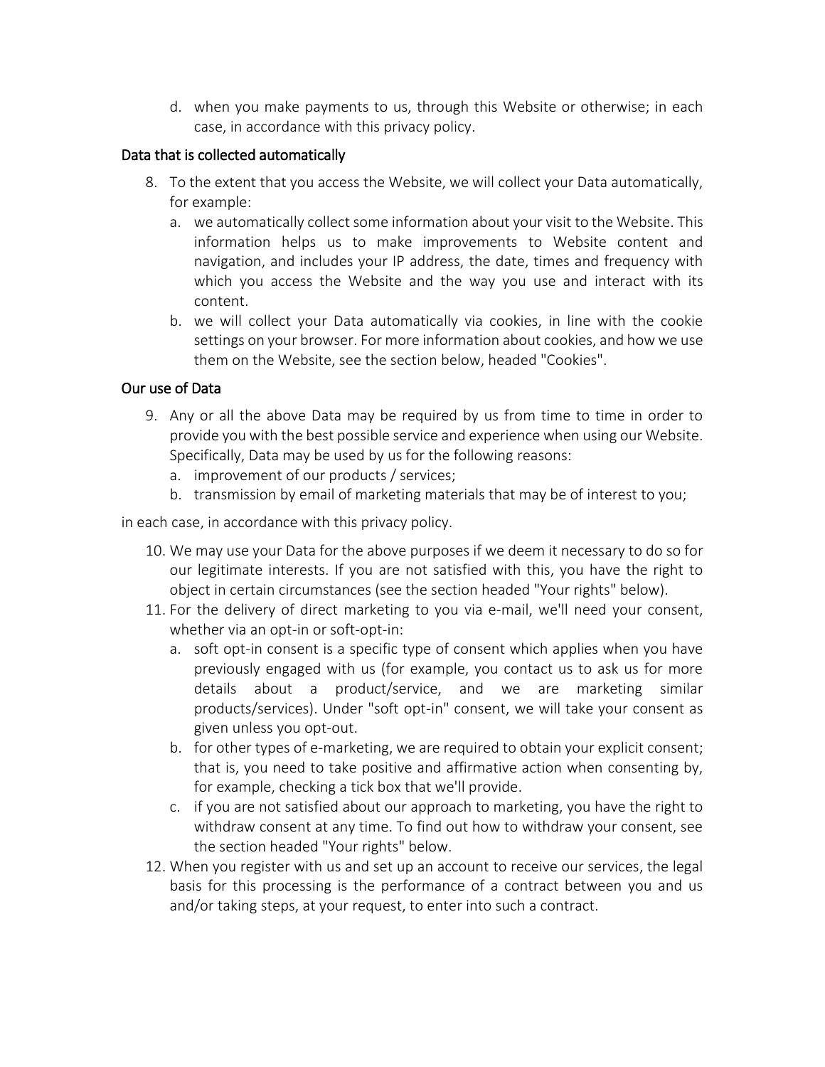d. when you make payments to us, through this Website or otherwise; in each case, in accordance with this privacy policy.

### Data that is collected automatically

8. To the extent that you access the Website, we will collect your Data automatically, for example:
   a. we automatically collect some information about your visit to the Website. This information helps us to make improvements to Website content and navigation, and includes your IP address, the date, times and frequency with which you access the Website and the way you use and interact with its content.
   b. we will collect your Data automatically via cookies, in line with the cookie settings on your browser. For more information about cookies, and how we use them on the Website, see the section below, headed "Cookies".

### Our use of Data

9. Any or all the above Data may be required by us from time to time in order to provide you with the best possible service and experience when using our Website. Specifically, Data may be used by us for the following reasons:
   a. improvement of our products / services;
   b. transmission by email of marketing materials that may be of interest to you;

in each case, in accordance with this privacy policy.

10. We may use your Data for the above purposes if we deem it necessary to do so for our legitimate interests. If you are not satisfied with this, you have the right to object in certain circumstances (see the section headed "Your rights" below).
11. For the delivery of direct marketing to you via e-mail, we'll need your consent, whether via an opt-in or soft-opt-in:
    a. soft opt-in consent is a specific type of consent which applies when you have previously engaged with us (for example, you contact us to ask us for more details about a product/service, and we are marketing similar products/services). Under "soft opt-in" consent, we will take your consent as given unless you opt-out.
    b. for other types of e-marketing, we are required to obtain your explicit consent; that is, you need to take positive and affirmative action when consenting by, for example, checking a tick box that we'll provide.
    c. if you are not satisfied about our approach to marketing, you have the right to withdraw consent at any time. To find out how to withdraw your consent, see the section headed "Your rights" below.
12. When you register with us and set up an account to receive our services, the legal basis for this processing is the performance of a contract between you and us and/or taking steps, at your request, to enter into such a contract.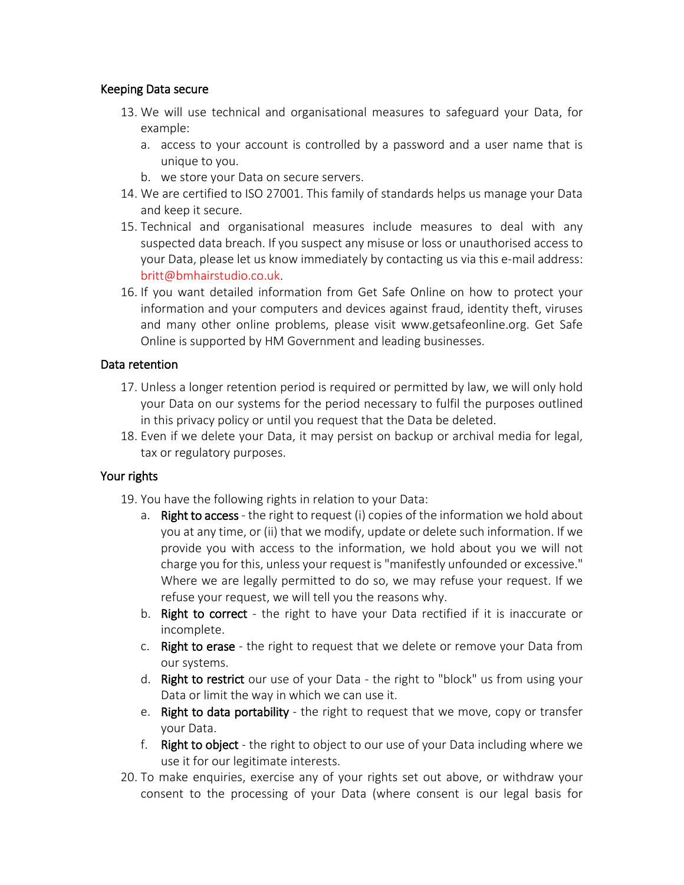## Keeping Data secure

13. We will use technical and organisational measures to safeguard your Data, for example:
    a. access to your account is controlled by a password and a user name that is unique to you.
    b. we store your Data on secure servers.
14. We are certified to ISO 27001. This family of standards helps us manage your Data and keep it secure.
15. Technical and organisational measures include measures to deal with any suspected data breach. If you suspect any misuse or loss or unauthorised access to your Data, please let us know immediately by contacting us via this e-mail address: britt@bmhairstudio.co.uk.
16. If you want detailed information from Get Safe Online on how to protect your information and your computers and devices against fraud, identity theft, viruses and many other online problems, please visit www.getsafeonline.org. Get Safe Online is supported by HM Government and leading businesses.

## Data retention

17. Unless a longer retention period is required or permitted by law, we will only hold your Data on our systems for the period necessary to fulfil the purposes outlined in this privacy policy or until you request that the Data be deleted.
18. Even if we delete your Data, it may persist on backup or archival media for legal, tax or regulatory purposes.

## Your rights

19. You have the following rights in relation to your Data:
    a. **Right to access** - the right to request (i) copies of the information we hold about you at any time, or (ii) that we modify, update or delete such information. If we provide you with access to the information, we hold about you we will not charge you for this, unless your request is "manifestly unfounded or excessive." Where we are legally permitted to do so, we may refuse your request. If we refuse your request, we will tell you the reasons why.
    b. **Right to correct** - the right to have your Data rectified if it is inaccurate or incomplete.
    c. **Right to erase** - the right to request that we delete or remove your Data from our systems.
    d. **Right to restrict** our use of your Data - the right to "block" us from using your Data or limit the way in which we can use it.
    e. **Right to data portability** - the right to request that we move, copy or transfer your Data.
    f. **Right to object** - the right to object to our use of your Data including where we use it for our legitimate interests.
20. To make enquiries, exercise any of your rights set out above, or withdraw your consent to the processing of your Data (where consent is our legal basis for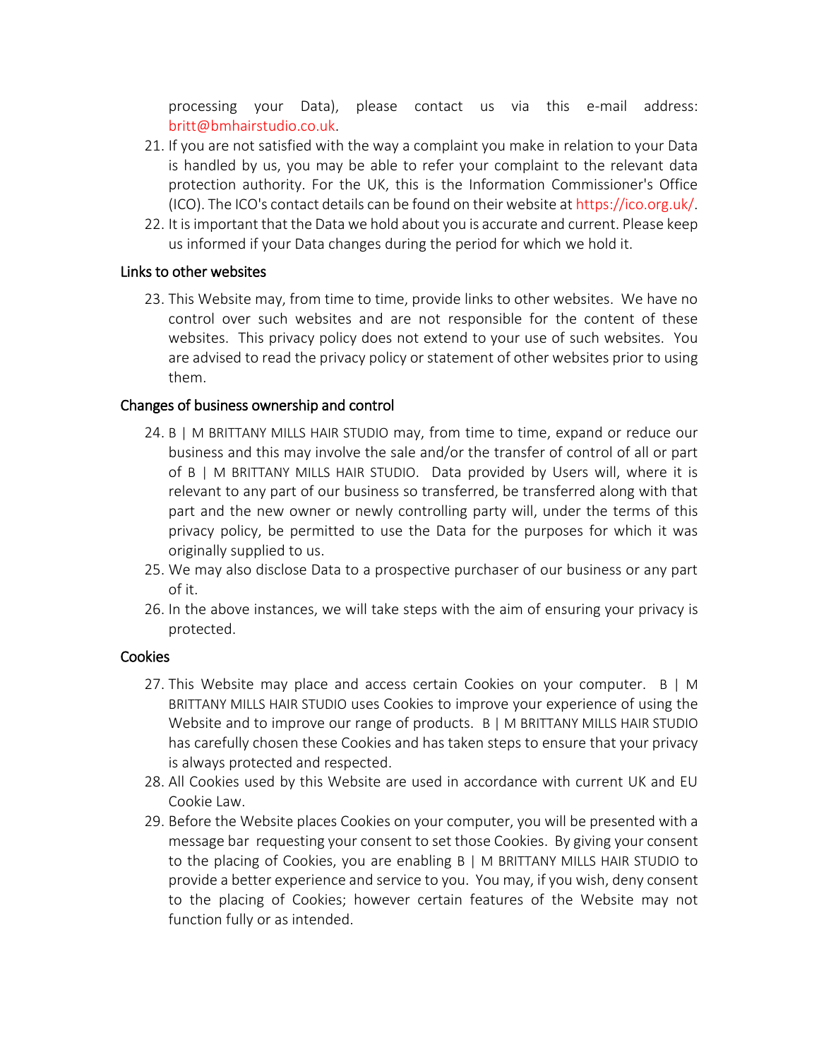processing your Data), please contact us via this e-mail address: britt@bmhairstudio.co.uk.

21. If you are not satisfied with the way a complaint you make in relation to your Data is handled by us, you may be able to refer your complaint to the relevant data protection authority. For the UK, this is the Information Commissioner's Office (ICO). The ICO's contact details can be found on their website at https://ico.org.uk/.
22. It is important that the Data we hold about you is accurate and current. Please keep us informed if your Data changes during the period for which we hold it.

## Links to other websites

23. This Website may, from time to time, provide links to other websites. We have no control over such websites and are not responsible for the content of these websites. This privacy policy does not extend to your use of such websites. You are advised to read the privacy policy or statement of other websites prior to using them.

## Changes of business ownership and control

24. B | M BRITTANY MILLS HAIR STUDIO may, from time to time, expand or reduce our business and this may involve the sale and/or the transfer of control of all or part of B | M BRITTANY MILLS HAIR STUDIO. Data provided by Users will, where it is relevant to any part of our business so transferred, be transferred along with that part and the new owner or newly controlling party will, under the terms of this privacy policy, be permitted to use the Data for the purposes for which it was originally supplied to us.
25. We may also disclose Data to a prospective purchaser of our business or any part of it.
26. In the above instances, we will take steps with the aim of ensuring your privacy is protected.

## Cookies

27. This Website may place and access certain Cookies on your computer. B | M BRITTANY MILLS HAIR STUDIO uses Cookies to improve your experience of using the Website and to improve our range of products. B | M BRITTANY MILLS HAIR STUDIO has carefully chosen these Cookies and has taken steps to ensure that your privacy is always protected and respected.
28. All Cookies used by this Website are used in accordance with current UK and EU Cookie Law.
29. Before the Website places Cookies on your computer, you will be presented with a message bar requesting your consent to set those Cookies. By giving your consent to the placing of Cookies, you are enabling B | M BRITTANY MILLS HAIR STUDIO to provide a better experience and service to you. You may, if you wish, deny consent to the placing of Cookies; however certain features of the Website may not function fully or as intended.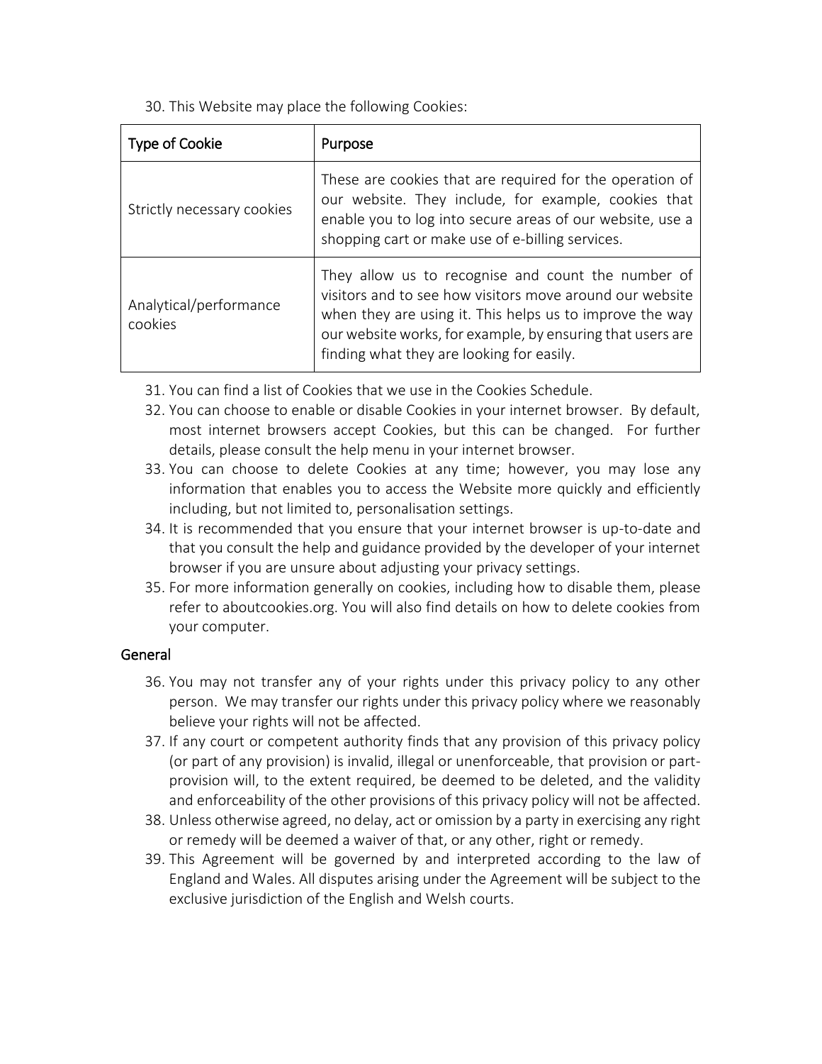30. This Website may place the following Cookies:

| Type of Cookie | Purpose |
|---|---|
| Strictly necessary cookies | These are cookies that are required for the operation of our website. They include, for example, cookies that enable you to log into secure areas of our website, use a shopping cart or make use of e-billing services. |
| Analytical/performance cookies | They allow us to recognise and count the number of visitors and to see how visitors move around our website when they are using it. This helps us to improve the way our website works, for example, by ensuring that users are finding what they are looking for easily. |

31. You can find a list of Cookies that we use in the Cookies Schedule.
32. You can choose to enable or disable Cookies in your internet browser. By default, most internet browsers accept Cookies, but this can be changed. For further details, please consult the help menu in your internet browser.
33. You can choose to delete Cookies at any time; however, you may lose any information that enables you to access the Website more quickly and efficiently including, but not limited to, personalisation settings.
34. It is recommended that you ensure that your internet browser is up-to-date and that you consult the help and guidance provided by the developer of your internet browser if you are unsure about adjusting your privacy settings.
35. For more information generally on cookies, including how to disable them, please refer to aboutcookies.org. You will also find details on how to delete cookies from your computer.

## General

36. You may not transfer any of your rights under this privacy policy to any other person. We may transfer our rights under this privacy policy where we reasonably believe your rights will not be affected.
37. If any court or competent authority finds that any provision of this privacy policy (or part of any provision) is invalid, illegal or unenforceable, that provision or part-provision will, to the extent required, be deemed to be deleted, and the validity and enforceability of the other provisions of this privacy policy will not be affected.
38. Unless otherwise agreed, no delay, act or omission by a party in exercising any right or remedy will be deemed a waiver of that, or any other, right or remedy.
39. This Agreement will be governed by and interpreted according to the law of England and Wales. All disputes arising under the Agreement will be subject to the exclusive jurisdiction of the English and Welsh courts.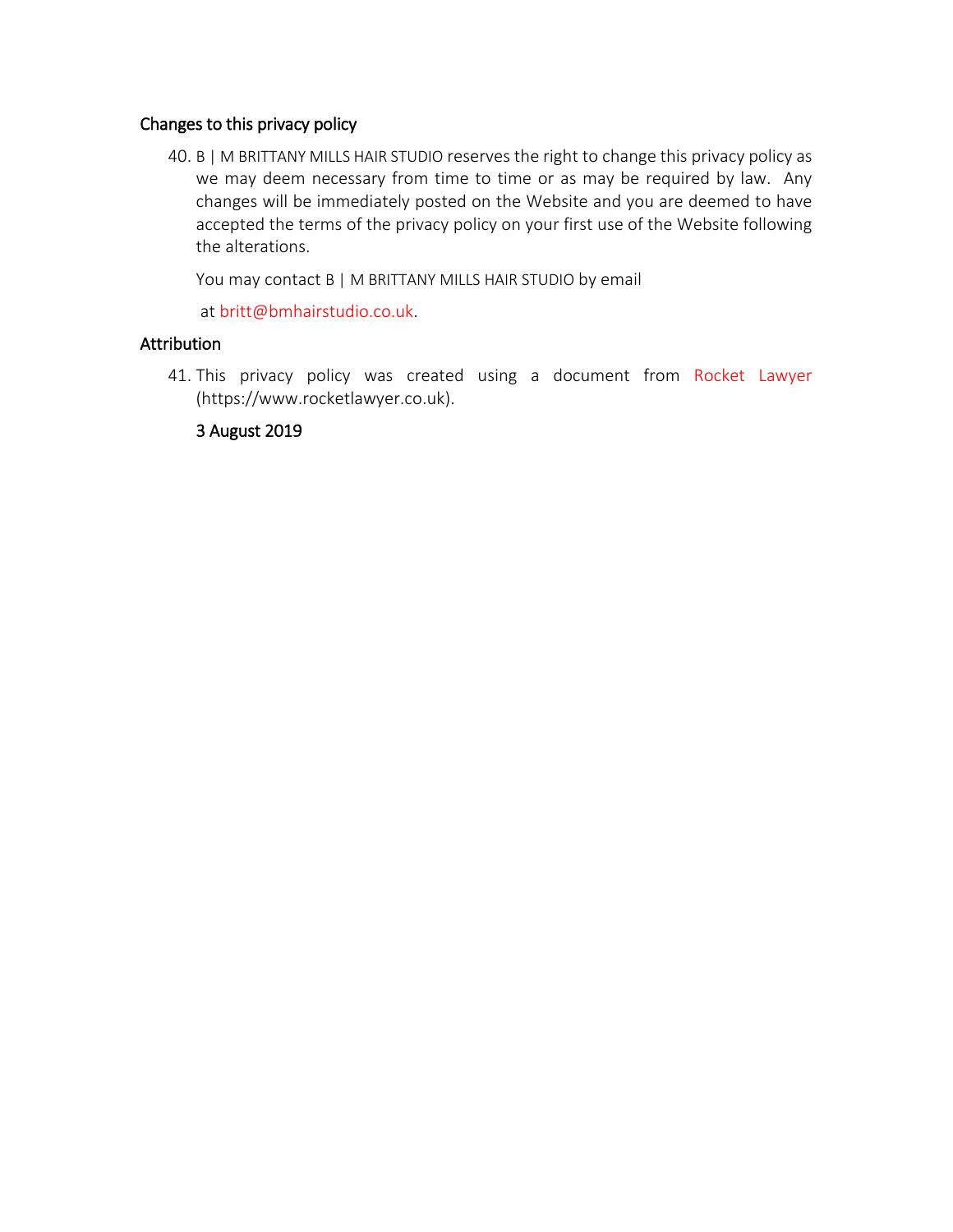## Changes to this privacy policy

40. B | M BRITTANY MILLS HAIR STUDIO reserves the right to change this privacy policy as we may deem necessary from time to time or as may be required by law. Any changes will be immediately posted on the Website and you are deemed to have accepted the terms of the privacy policy on your first use of the Website following the alterations.

    You may contact B | M BRITTANY MILLS HAIR STUDIO by email

    at britt@bmhairstudio.co.uk.

## Attribution

41. This privacy policy was created using a document from Rocket Lawyer (https://www.rocketlawyer.co.uk).

    **3 August 2019**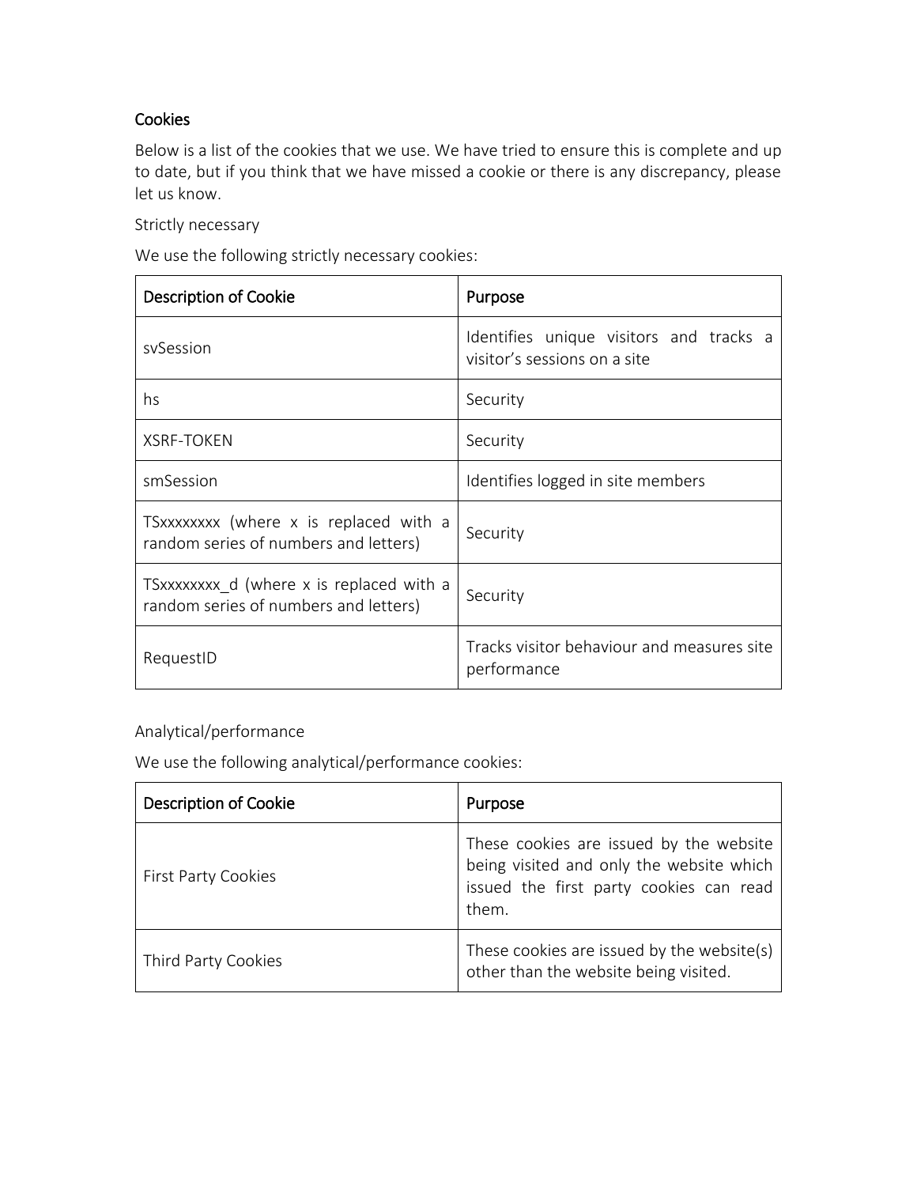## Cookies

Below is a list of the cookies that we use. We have tried to ensure this is complete and up to date, but if you think that we have missed a cookie or there is any discrepancy, please let us know.

### Strictly necessary

We use the following strictly necessary cookies:

| Description of Cookie | Purpose |
| --- | --- |
| svSession | Identifies unique visitors and tracks a visitor's sessions on a site |
| hs | Security |
| XSRF-TOKEN | Security |
| smSession | Identifies logged in site members |
| TSxxxxxxxx (where x is replaced with a random series of numbers and letters) | Security |
| TSxxxxxxxx_d (where x is replaced with a random series of numbers and letters) | Security |
| RequestID | Tracks visitor behaviour and measures site performance |

### Analytical/performance

We use the following analytical/performance cookies:

| Description of Cookie | Purpose |
| --- | --- |
| First Party Cookies | These cookies are issued by the website being visited and only the website which issued the first party cookies can read them. |
| Third Party Cookies | These cookies are issued by the website(s) other than the website being visited. |